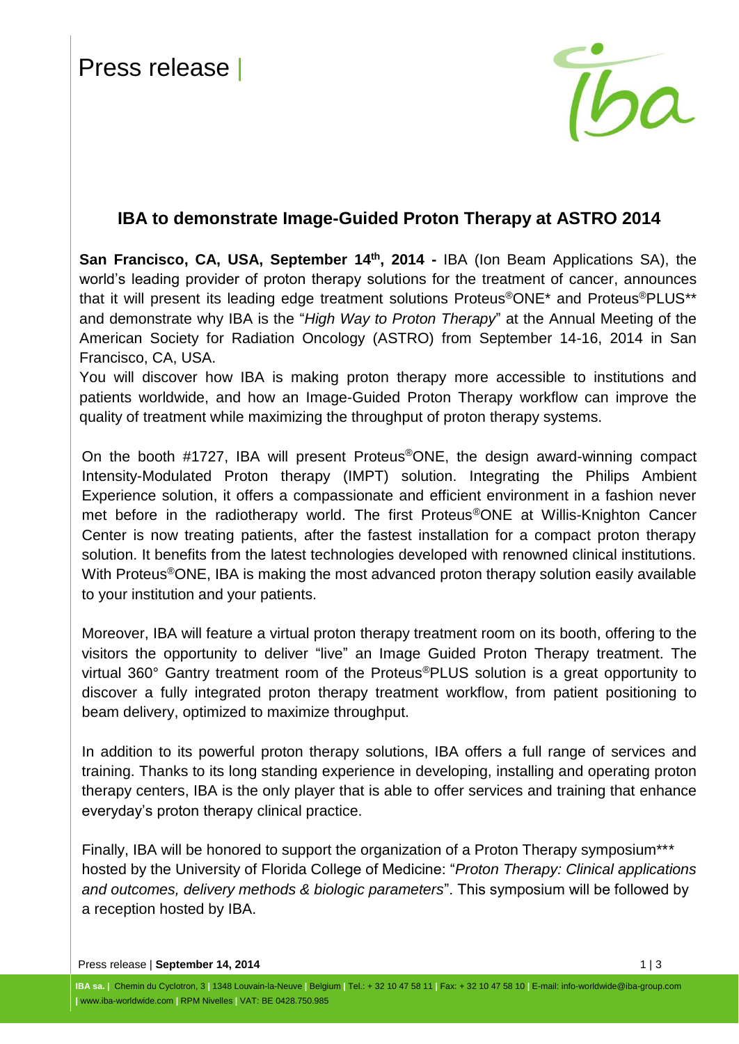Press release |

## IBA to demonstrate Image-Guided Proton Therapy at ASTRO 2014

**San Francisco, CA, USA, September 14th, 2014 -** IBA (Ion Beam Applications SA), the world's leading provider of proton therapy solutions for the treatment of cancer, announces that it will present its leading edge treatment solutions Proteus®ONE* and Proteus®PLUS** and demonstrate why IBA is the "*High Way to Proton Therapy*" at the Annual Meeting of the American Society for Radiation Oncology (ASTRO) from September 14-16, 2014 in San Francisco, CA, USA.

You will discover how IBA is making proton therapy more accessible to institutions and patients worldwide, and how an Image-Guided Proton Therapy workflow can improve the quality of treatment while maximizing the throughput of proton therapy systems.

On the booth #1727, IBA will present Proteus®ONE, the design award-winning compact Intensity-Modulated Proton therapy (IMPT) solution. Integrating the Philips Ambient Experience solution, it offers a compassionate and efficient environment in a fashion never met before in the radiotherapy world. The first Proteus®ONE at Willis-Knighton Cancer Center is now treating patients, after the fastest installation for a compact proton therapy solution. It benefits from the latest technologies developed with renowned clinical institutions. With Proteus®ONE, IBA is making the most advanced proton therapy solution easily available to your institution and your patients.

Moreover, IBA will feature a virtual proton therapy treatment room on its booth, offering to the visitors the opportunity to deliver "live" an Image Guided Proton Therapy treatment. The virtual 360° Gantry treatment room of the Proteus®PLUS solution is a great opportunity to discover a fully integrated proton therapy treatment workflow, from patient positioning to beam delivery, optimized to maximize throughput.

In addition to its powerful proton therapy solutions, IBA offers a full range of services and training. Thanks to its long standing experience in developing, installing and operating proton therapy centers, IBA is the only player that is able to offer services and training that enhance everyday's proton therapy clinical practice.

Finally, IBA will be honored to support the organization of a Proton Therapy symposium*** hosted by the University of Florida College of Medicine: "*Proton Therapy: Clinical applications and outcomes, delivery methods & biologic parameters*". This symposium will be followed by a reception hosted by IBA.

**IBA sa.** | Chemin du Cyclotron, 3 | 1348 Louvain-la-Neuve | Belgium | Tel.: + 32 10 47 58 11 | Fax: + 32 10 47 58 10 | E-mail: info-worldwide@iba-group.com | www.iba-worldwide.com | RPM Nivelles | VAT: BE 0428.750.985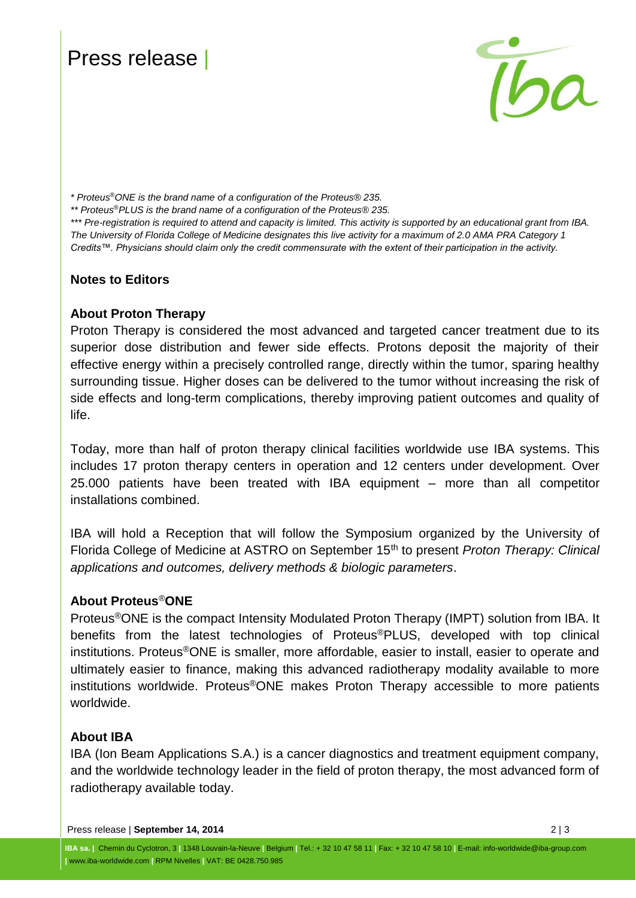\* Proteus®ONE is the brand name of a configuration of the Proteus® 235.
\*\* Proteus®PLUS is the brand name of a configuration of the Proteus® 235.
\*\*\* Pre-registration is required to attend and capacity is limited. This activity is supported by an educational grant from IBA. The University of Florida College of Medicine designates this live activity for a maximum of 2.0 AMA PRA Category 1 Credits™. Physicians should claim only the credit commensurate with the extent of their participation in the activity.*

## Notes to Editors

### About Proton Therapy

Proton Therapy is considered the most advanced and targeted cancer treatment due to its superior dose distribution and fewer side effects. Protons deposit the majority of their effective energy within a precisely controlled range, directly within the tumor, sparing healthy surrounding tissue. Higher doses can be delivered to the tumor without increasing the risk of side effects and long-term complications, thereby improving patient outcomes and quality of life.

Today, more than half of proton therapy clinical facilities worldwide use IBA systems. This includes 17 proton therapy centers in operation and 12 centers under development. Over 25.000 patients have been treated with IBA equipment – more than all competitor installations combined.

IBA will hold a Reception that will follow the Symposium organized by the University of Florida College of Medicine at ASTRO on September 15th to present *Proton Therapy: Clinical applications and outcomes, delivery methods & biologic parameters*.

### About Proteus®ONE

Proteus®ONE is the compact Intensity Modulated Proton Therapy (IMPT) solution from IBA. It benefits from the latest technologies of Proteus®PLUS, developed with top clinical institutions. Proteus®ONE is smaller, more affordable, easier to install, easier to operate and ultimately easier to finance, making this advanced radiotherapy modality available to more institutions worldwide. Proteus®ONE makes Proton Therapy accessible to more patients worldwide.

### About IBA

IBA (Ion Beam Applications S.A.) is a cancer diagnostics and treatment equipment company, and the worldwide technology leader in the field of proton therapy, the most advanced form of radiotherapy available today.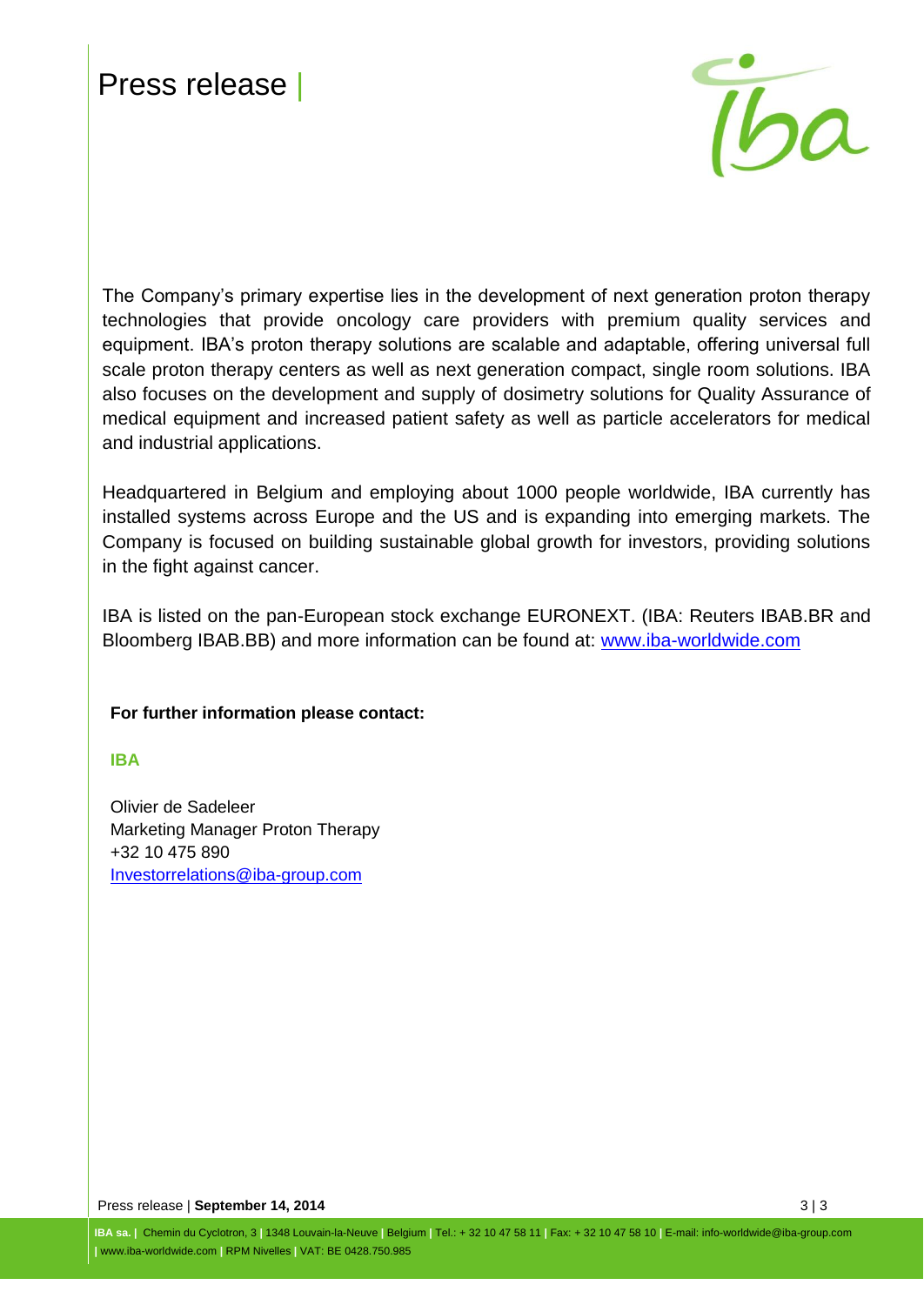The Company's primary expertise lies in the development of next generation proton therapy technologies that provide oncology care providers with premium quality services and equipment. IBA's proton therapy solutions are scalable and adaptable, offering universal full scale proton therapy centers as well as next generation compact, single room solutions. IBA also focuses on the development and supply of dosimetry solutions for Quality Assurance of medical equipment and increased patient safety as well as particle accelerators for medical and industrial applications.

Headquartered in Belgium and employing about 1000 people worldwide, IBA currently has installed systems across Europe and the US and is expanding into emerging markets. The Company is focused on building sustainable global growth for investors, providing solutions in the fight against cancer.

IBA is listed on the pan-European stock exchange EURONEXT. (IBA: Reuters IBAB.BR and Bloomberg IBAB.BB) and more information can be found at: www.iba-worldwide.com

**For further information please contact:**

**IBA**

Olivier de Sadeleer
Marketing Manager Proton Therapy
+32 10 475 890
Investorrelations@iba-group.com